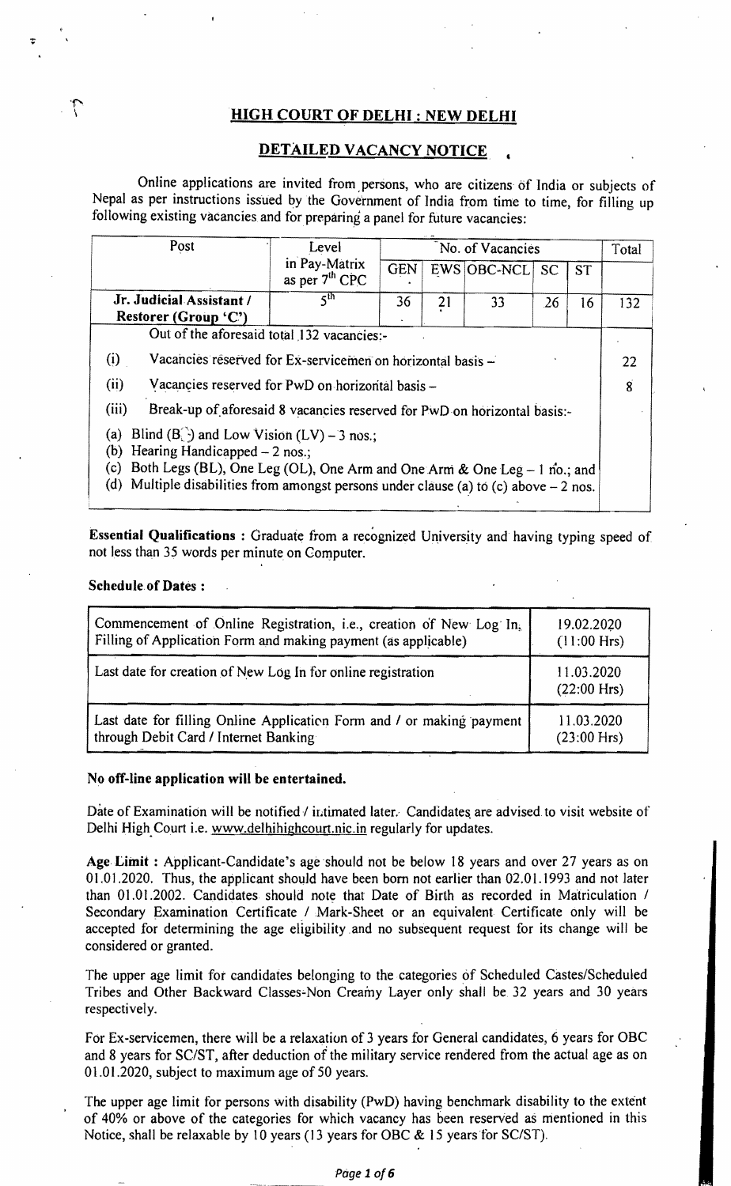## HIGH COURT OF DELHI : NEW DELHI

## DETAILED VACANCY NOTICE

Online applications are invited from persons, who are citizens of India or subjects of Nepal as per instructions issued by the Government of India from time to time, for filling up following existing vacancies and for preparing a panel for future vacancies:

| Post | Level in Pay-Matrix as per 7th CPC | No. of Vacancies | | | | | Total |
|---|---|---|---|---|---|---|---|
| | | GEN | EWS | OBC-NCL | SC | ST | |
| **Jr. Judicial Assistant / Restorer (Group 'C')** | 5th | 36 | 21 | 33 | 26 | 16 | 132 |
| Out of the aforesaid total 132 vacancies:- | | | | | | | |
| (i) Vacancies reserved for Ex-servicemen on horizontal basis – | | | | | | | 22 |
| (ii) Vacancies reserved for PwD on horizontal basis – | | | | | | | 8 |
| (iii) Break-up of aforesaid 8 vacancies reserved for PwD on horizontal basis:-<br>(a) Blind (B) and Low Vision (LV) – 3 nos.;<br>(b) Hearing Handicapped – 2 nos.;<br>(c) Both Legs (BL), One Leg (OL), One Arm and One Arm & One Leg – 1 no.; and<br>(d) Multiple disabilities from amongst persons under clause (a) to (c) above – 2 nos. | | | | | | | |

**Essential Qualifications :** Graduate from a recognized University and having typing speed of not less than 35 words per minute on Computer.

**Schedule of Dates :**

| | |
|---|---|
| Commencement of Online Registration, i.e., creation of New Log In, Filling of Application Form and making payment (as applicable) | 19.02.2020 (11:00 Hrs) |
| Last date for creation of New Log In for online registration | 11.03.2020 (22:00 Hrs) |
| Last date for filling Online Application Form and / or making payment through Debit Card / Internet Banking | 11.03.2020 (23:00 Hrs) |

**No off-line application will be entertained.**

Date of Examination will be notified / intimated later. Candidates are advised to visit website of Delhi High Court i.e. www.delhihighcourt.nic.in regularly for updates.

**Age Limit :** Applicant-Candidate's age should not be below 18 years and over 27 years as on 01.01.2020. Thus, the applicant should have been born not earlier than 02.01.1993 and not later than 01.01.2002. Candidates should note that Date of Birth as recorded in Matriculation / Secondary Examination Certificate / Mark-Sheet or an equivalent Certificate only will be accepted for determining the age eligibility and no subsequent request for its change will be considered or granted.

The upper age limit for candidates belonging to the categories of Scheduled Castes/Scheduled Tribes and Other Backward Classes-Non Creamy Layer only shall be 32 years and 30 years respectively.

For Ex-servicemen, there will be a relaxation of 3 years for General candidates, 6 years for OBC and 8 years for SC/ST, after deduction of the military service rendered from the actual age as on 01.01.2020, subject to maximum age of 50 years.

The upper age limit for persons with disability (PwD) having benchmark disability to the extent of 40% or above of the categories for which vacancy has been reserved as mentioned in this Notice, shall be relaxable by 10 years (13 years for OBC & 15 years for SC/ST).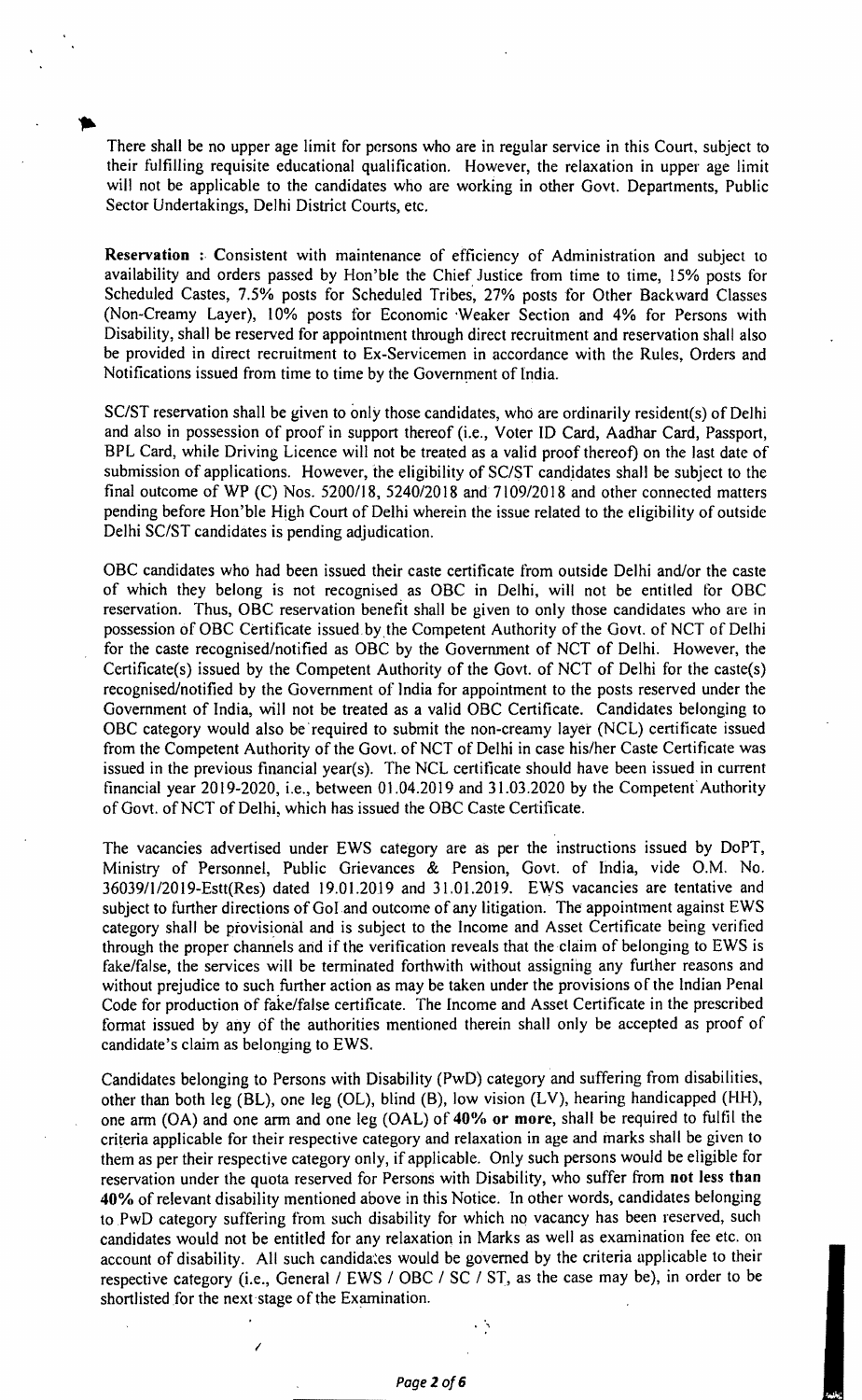There shall be no upper age limit for persons who are in regular service in this Court, subject to their fulfilling requisite educational qualification. However, the relaxation in upper age limit will not be applicable to the candidates who are working in other Govt. Departments, Public Sector Undertakings, Delhi District Courts, etc.

**Reservation :** Consistent with maintenance of efficiency of Administration and subject to availability and orders passed by Hon'ble the Chief Justice from time to time, 15% posts for Scheduled Castes, 7.5% posts for Scheduled Tribes, 27% posts for Other Backward Classes (Non-Creamy Layer), 10% posts for Economic Weaker Section and 4% for Persons with Disability, shall be reserved for appointment through direct recruitment and reservation shall also be provided in direct recruitment to Ex-Servicemen in accordance with the Rules, Orders and Notifications issued from time to time by the Government of India.

SC/ST reservation shall be given to only those candidates, who are ordinarily resident(s) of Delhi and also in possession of proof in support thereof (i.e., Voter ID Card, Aadhar Card, Passport, BPL Card, while Driving Licence will not be treated as a valid proof thereof) on the last date of submission of applications. However, the eligibility of SC/ST candidates shall be subject to the final outcome of WP (C) Nos. 5200/18, 5240/2018 and 7109/2018 and other connected matters pending before Hon'ble High Court of Delhi wherein the issue related to the eligibility of outside Delhi SC/ST candidates is pending adjudication.

OBC candidates who had been issued their caste certificate from outside Delhi and/or the caste of which they belong is not recognised as OBC in Delhi, will not be entitled for OBC reservation. Thus, OBC reservation benefit shall be given to only those candidates who are in possession of OBC Certificate issued by the Competent Authority of the Govt. of NCT of Delhi for the caste recognised/notified as OBC by the Government of NCT of Delhi. However, the Certificate(s) issued by the Competent Authority of the Govt. of NCT of Delhi for the caste(s) recognised/notified by the Government of India for appointment to the posts reserved under the Government of India, will not be treated as a valid OBC Certificate. Candidates belonging to OBC category would also be required to submit the non-creamy layer (NCL) certificate issued from the Competent Authority of the Govt. of NCT of Delhi in case his/her Caste Certificate was issued in the previous financial year(s). The NCL certificate should have been issued in current financial year 2019-2020, i.e., between 01.04.2019 and 31.03.2020 by the Competent Authority of Govt. of NCT of Delhi, which has issued the OBC Caste Certificate.

The vacancies advertised under EWS category are as per the instructions issued by DoPT, Ministry of Personnel, Public Grievances & Pension, Govt. of India, vide O.M. No. 36039/1/2019-Estt(Res) dated 19.01.2019 and 31.01.2019. EWS vacancies are tentative and subject to further directions of GoI and outcome of any litigation. The appointment against EWS category shall be provisional and is subject to the Income and Asset Certificate being verified through the proper channels and if the verification reveals that the claim of belonging to EWS is fake/false, the services will be terminated forthwith without assigning any further reasons and without prejudice to such further action as may be taken under the provisions of the Indian Penal Code for production of fake/false certificate. The Income and Asset Certificate in the prescribed format issued by any of the authorities mentioned therein shall only be accepted as proof of candidate's claim as belonging to EWS.

Candidates belonging to Persons with Disability (PwD) category and suffering from disabilities, other than both leg (BL), one leg (OL), blind (B), low vision (LV), hearing handicapped (HH), one arm (OA) and one arm and one leg (OAL) of **40% or more**, shall be required to fulfil the criteria applicable for their respective category and relaxation in age and marks shall be given to them as per their respective category only, if applicable. Only such persons would be eligible for reservation under the quota reserved for Persons with Disability, who suffer from **not less than 40%** of relevant disability mentioned above in this Notice. In other words, candidates belonging to PwD category suffering from such disability for which no vacancy has been reserved, such candidates would not be entitled for any relaxation in Marks as well as examination fee etc. on account of disability. All such candidates would be governed by the criteria applicable to their respective category (i.e., General / EWS / OBC / SC / ST, as the case may be), in order to be shortlisted for the next stage of the Examination.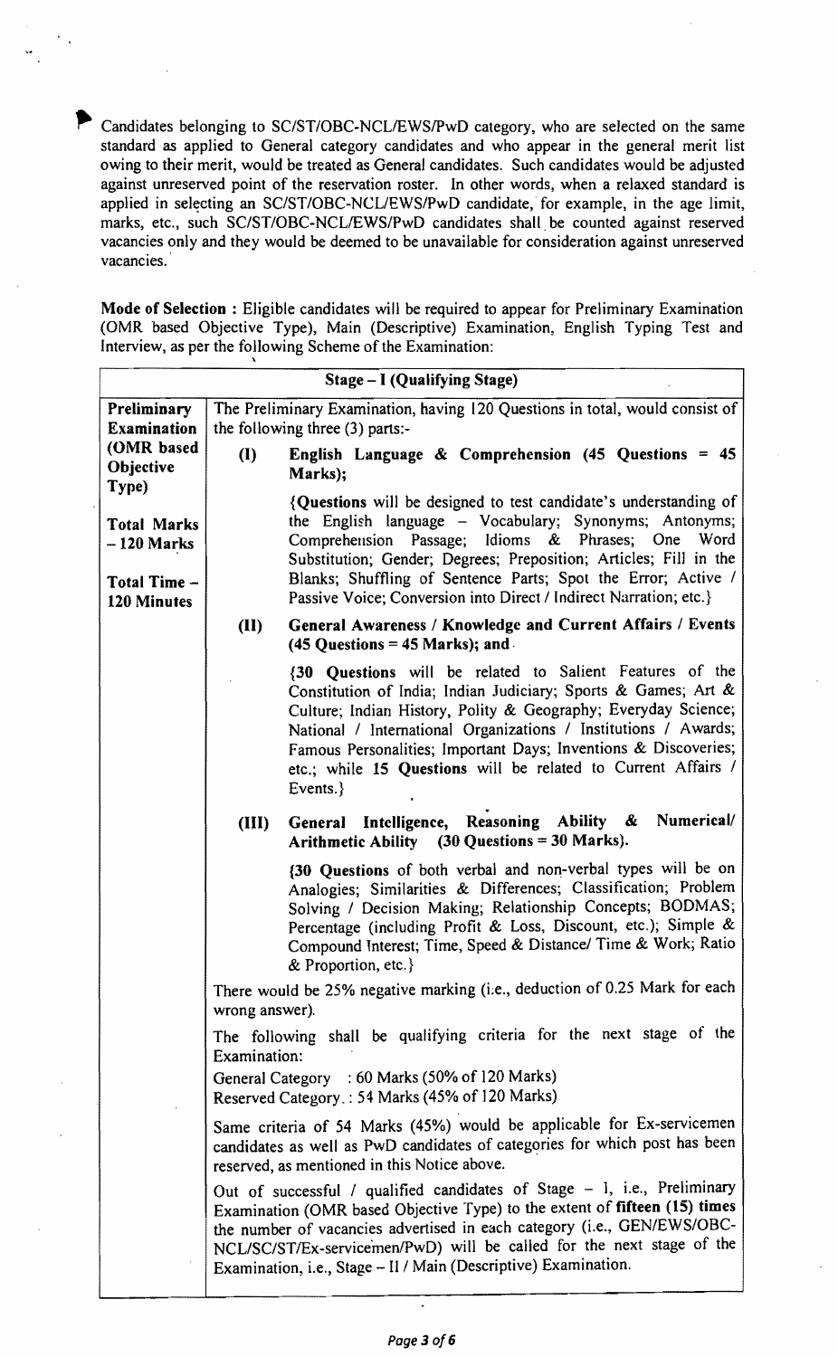Candidates belonging to SC/ST/OBC-NCL/EWS/PwD category, who are selected on the same standard as applied to General category candidates and who appear in the general merit list owing to their merit, would be treated as General candidates. Such candidates would be adjusted against unreserved point of the reservation roster. In other words, when a relaxed standard is applied in selecting an SC/ST/OBC-NCL/EWS/PwD candidate, for example, in the age limit, marks, etc., such SC/ST/OBC-NCL/EWS/PwD candidates shall be counted against reserved vacancies only and they would be deemed to be unavailable for consideration against unreserved vacancies.

**Mode of Selection :** Eligible candidates will be required to appear for Preliminary Examination (OMR based Objective Type), Main (Descriptive) Examination, English Typing Test and Interview, as per the following Scheme of the Examination:

| **Stage – I (Qualifying Stage)** | |
|---|---|
| **Preliminary Examination (OMR based Objective Type)**<br><br>**Total Marks – 120 Marks**<br><br>**Total Time – 120 Minutes** | The Preliminary Examination, having 120 Questions in total, would consist of the following three (3) parts:-<br><br>**(I) English Language & Comprehension (45 Questions = 45 Marks);**<br><br>{**Questions** will be designed to test candidate's understanding of the English language – Vocabulary; Synonyms; Antonyms; Comprehension Passage; Idioms & Phrases; One Word Substitution; Gender; Preposition; Articles; Fill in the Blanks; Shuffling of Sentence Parts; Spot the Error; Active / Passive Voice; Conversion into Direct / Indirect Narration; etc.}<br><br>**(II) General Awareness / Knowledge and Current Affairs / Events (45 Questions = 45 Marks); and**<br><br>{**30 Questions** will be related to Salient Features of the Constitution of India; Indian Judiciary; Sports & Games; Art & Culture; Indian History, Polity & Geography; Everyday Science; National / International Organizations / Institutions / Awards; Famous Personalities; Important Days; Inventions & Discoveries; etc.; while **15 Questions** will be related to Current Affairs / Events.}<br><br>**(III) General Intelligence, Reasoning Ability & Numerical/ Arithmetic Ability (30 Questions = 30 Marks).**<br><br>{**30 Questions** of both verbal and non-verbal types will be on Analogies; Similarities & Differences; Classification; Problem Solving / Decision Making; Relationship Concepts; BODMAS; Percentage (including Profit & Loss, Discount, etc.); Simple & Compound Interest; Time, Speed & Distance/ Time & Work; Ratio & Proportion, etc.}<br><br>There would be 25% negative marking (i.e., deduction of 0.25 Mark for each wrong answer).<br><br>The following shall be qualifying criteria for the next stage of the Examination:<br><br>General Category : 60 Marks (50% of 120 Marks)<br>Reserved Category : 54 Marks (45% of 120 Marks)<br><br>Same criteria of 54 Marks (45%) would be applicable for Ex-servicemen candidates as well as PwD candidates of categories for which post has been reserved, as mentioned in this Notice above.<br><br>Out of successful / qualified candidates of Stage – I, i.e., Preliminary Examination (OMR based Objective Type) to the extent of **fifteen (15) times** the number of vacancies advertised in each category (i.e., GEN/EWS/OBC-NCL/SC/ST/Ex-servicemen/PwD) will be called for the next stage of the Examination, i.e., Stage – II / Main (Descriptive) Examination. |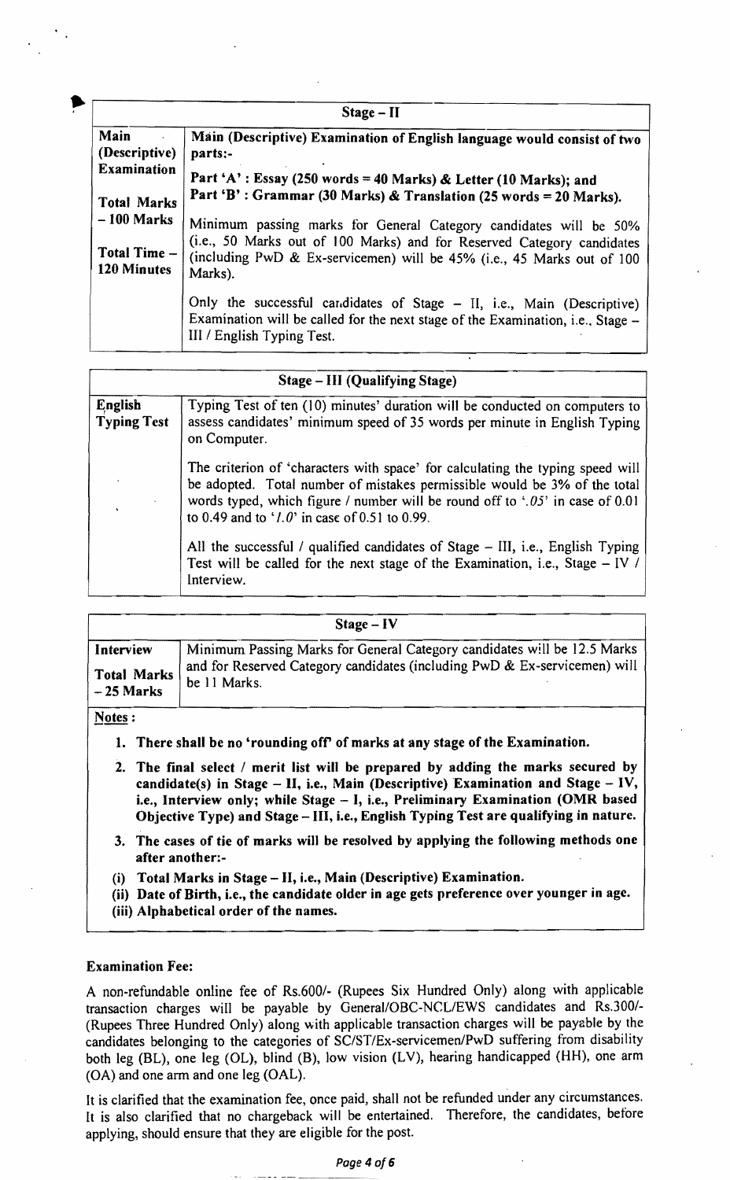| Stage – II | |
|---|---|
| **Main (Descriptive) Examination**<br><br>**Total Marks – 100 Marks**<br><br>**Total Time – 120 Minutes** | **Main (Descriptive) Examination of English language would consist of two parts:-**<br><br>**Part 'A' : Essay (250 words = 40 Marks) & Letter (10 Marks); and**<br>**Part 'B' : Grammar (30 Marks) & Translation (25 words = 20 Marks).**<br><br>Minimum passing marks for General Category candidates will be 50% (i.e., 50 Marks out of 100 Marks) and for Reserved Category candidates (including PwD & Ex-servicemen) will be 45% (i.e., 45 Marks out of 100 Marks).<br><br>Only the successful candidates of Stage – II, i.e., Main (Descriptive) Examination will be called for the next stage of the Examination, i.e., Stage – III / English Typing Test. |

| Stage – III (Qualifying Stage) | |
|---|---|
| **English Typing Test** | Typing Test of ten (10) minutes' duration will be conducted on computers to assess candidates' minimum speed of 35 words per minute in English Typing on Computer.<br><br>The criterion of 'characters with space' for calculating the typing speed will be adopted. Total number of mistakes permissible would be 3% of the total words typed, which figure / number will be round off to '*.05*' in case of 0.01 to 0.49 and to '*1.0*' in case of 0.51 to 0.99.<br><br>All the successful / qualified candidates of Stage – III, i.e., English Typing Test will be called for the next stage of the Examination, i.e., Stage – IV / Interview. |

| Stage – IV | |
|---|---|
| **Interview**<br><br>**Total Marks – 25 Marks** | Minimum Passing Marks for General Category candidates will be 12.5 Marks and for Reserved Category candidates (including PwD & Ex-servicemen) will be 11 Marks. |

**Notes :**

1. **There shall be no 'rounding off' of marks at any stage of the Examination.**
2. **The final select / merit list will be prepared by adding the marks secured by candidate(s) in Stage – II, i.e., Main (Descriptive) Examination and Stage – IV, i.e., Interview only; while Stage – I, i.e., Preliminary Examination (OMR based Objective Type) and Stage – III, i.e., English Typing Test are qualifying in nature.**
3. **The cases of tie of marks will be resolved by applying the following methods one after another:-**

**(i) Total Marks in Stage – II, i.e., Main (Descriptive) Examination.**
**(ii) Date of Birth, i.e., the candidate older in age gets preference over younger in age.**
**(iii) Alphabetical order of the names.**

**Examination Fee:**

A non-refundable online fee of Rs.600/- (Rupees Six Hundred Only) along with applicable transaction charges will be payable by General/OBC-NCL/EWS candidates and Rs.300/- (Rupees Three Hundred Only) along with applicable transaction charges will be payable by the candidates belonging to the categories of SC/ST/Ex-servicemen/PwD suffering from disability both leg (BL), one leg (OL), blind (B), low vision (LV), hearing handicapped (HH), one arm (OA) and one arm and one leg (OAL).

It is clarified that the examination fee, once paid, shall not be refunded under any circumstances. It is also clarified that no chargeback will be entertained. Therefore, the candidates, before applying, should ensure that they are eligible for the post.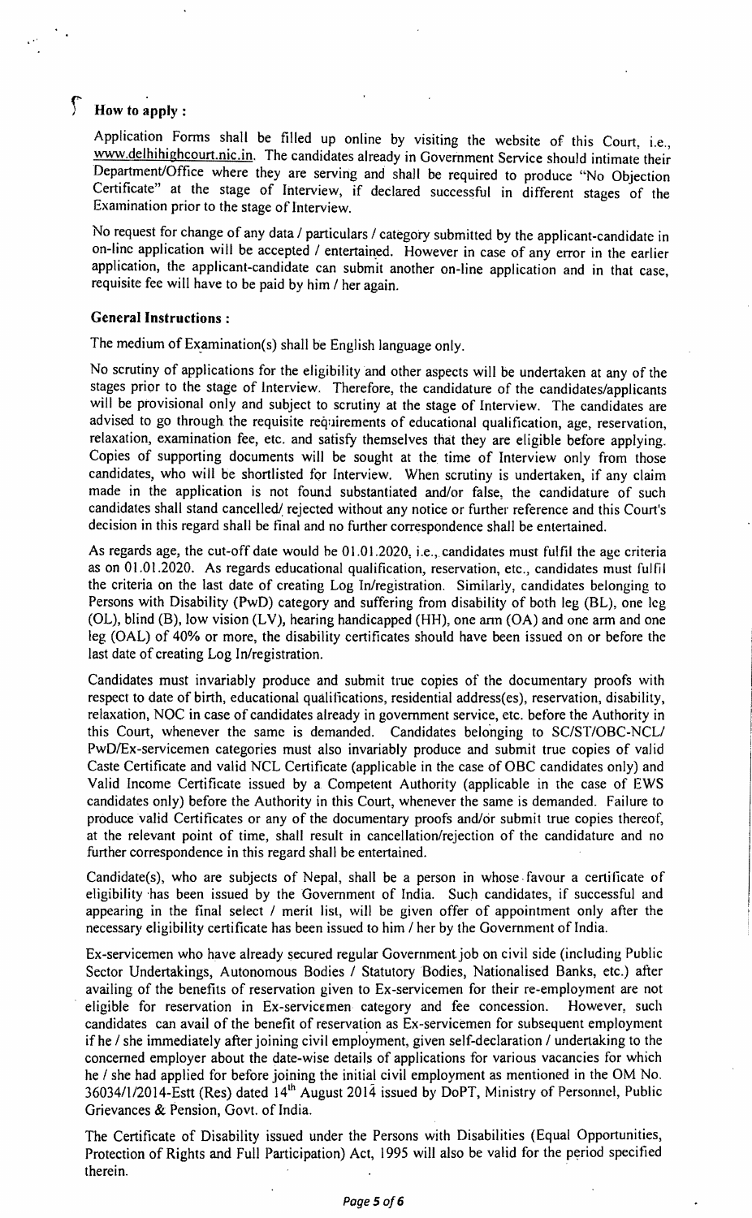**How to apply :**

Application Forms shall be filled up online by visiting the website of this Court, i.e., www.delhihighcourt.nic.in. The candidates already in Government Service should intimate their Department/Office where they are serving and shall be required to produce "No Objection Certificate" at the stage of Interview, if declared successful in different stages of the Examination prior to the stage of Interview.

No request for change of any data / particulars / category submitted by the applicant-candidate in on-line application will be accepted / entertained. However in case of any error in the earlier application, the applicant-candidate can submit another on-line application and in that case, requisite fee will have to be paid by him / her again.

**General Instructions :**

The medium of Examination(s) shall be English language only.

No scrutiny of applications for the eligibility and other aspects will be undertaken at any of the stages prior to the stage of Interview. Therefore, the candidature of the candidates/applicants will be provisional only and subject to scrutiny at the stage of Interview. The candidates are advised to go through the requisite requirements of educational qualification, age, reservation, relaxation, examination fee, etc. and satisfy themselves that they are eligible before applying. Copies of supporting documents will be sought at the time of Interview only from those candidates, who will be shortlisted for Interview. When scrutiny is undertaken, if any claim made in the application is not found substantiated and/or false, the candidature of such candidates shall stand cancelled/ rejected without any notice or further reference and this Court's decision in this regard shall be final and no further correspondence shall be entertained.

As regards age, the cut-off date would be 01.01.2020, i.e., candidates must fulfil the age criteria as on 01.01.2020. As regards educational qualification, reservation, etc., candidates must fulfil the criteria on the last date of creating Log In/registration. Similarly, candidates belonging to Persons with Disability (PwD) category and suffering from disability of both leg (BL), one leg (OL), blind (B), low vision (LV), hearing handicapped (HH), one arm (OA) and one arm and one leg (OAL) of 40% or more, the disability certificates should have been issued on or before the last date of creating Log In/registration.

Candidates must invariably produce and submit true copies of the documentary proofs with respect to date of birth, educational qualifications, residential address(es), reservation, disability, relaxation, NOC in case of candidates already in government service, etc. before the Authority in this Court, whenever the same is demanded. Candidates belonging to SC/ST/OBC-NCL/ PwD/Ex-servicemen categories must also invariably produce and submit true copies of valid Caste Certificate and valid NCL Certificate (applicable in the case of OBC candidates only) and Valid Income Certificate issued by a Competent Authority (applicable in the case of EWS candidates only) before the Authority in this Court, whenever the same is demanded. Failure to produce valid Certificates or any of the documentary proofs and/or submit true copies thereof, at the relevant point of time, shall result in cancellation/rejection of the candidature and no further correspondence in this regard shall be entertained.

Candidate(s), who are subjects of Nepal, shall be a person in whose favour a certificate of eligibility has been issued by the Government of India. Such candidates, if successful and appearing in the final select / merit list, will be given offer of appointment only after the necessary eligibility certificate has been issued to him / her by the Government of India.

Ex-servicemen who have already secured regular Government job on civil side (including Public Sector Undertakings, Autonomous Bodies / Statutory Bodies, Nationalised Banks, etc.) after availing of the benefits of reservation given to Ex-servicemen for their re-employment are not eligible for reservation in Ex-servicemen category and fee concession. However, such candidates can avail of the benefit of reservation as Ex-servicemen for subsequent employment if he / she immediately after joining civil employment, given self-declaration / undertaking to the concerned employer about the date-wise details of applications for various vacancies for which he / she had applied for before joining the initial civil employment as mentioned in the OM No. 36034/1/2014-Estt (Res) dated 14th August 2014 issued by DoPT, Ministry of Personnel, Public Grievances & Pension, Govt. of India.

The Certificate of Disability issued under the Persons with Disabilities (Equal Opportunities, Protection of Rights and Full Participation) Act, 1995 will also be valid for the period specified therein.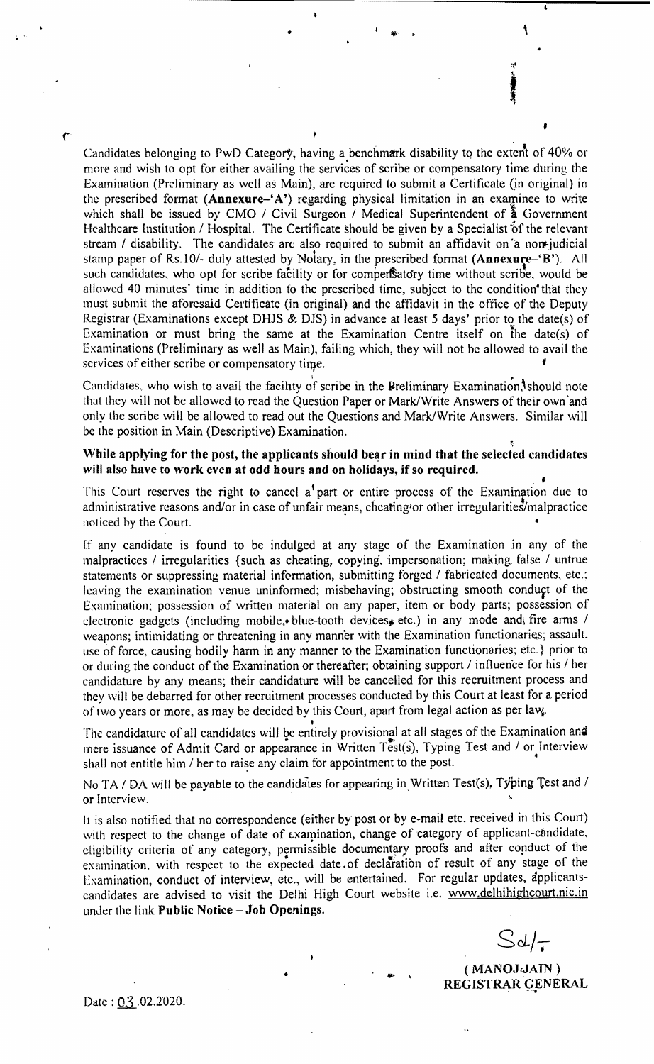Candidates belonging to PwD Category, having a benchmark disability to the extent of 40% or more and wish to opt for either availing the services of scribe or compensatory time during the Examination (Preliminary as well as Main), are required to submit a Certificate (in original) in the prescribed format (**Annexure–'A'**) regarding physical limitation in an examinee to write which shall be issued by CMO / Civil Surgeon / Medical Superintendent of a Government Healthcare Institution / Hospital. The Certificate should be given by a Specialist of the relevant stream / disability. The candidates are also required to submit an affidavit on a non-judicial stamp paper of Rs.10/- duly attested by Notary, in the prescribed format (**Annexure–'B'**). All such candidates, who opt for scribe facility or for compensatory time without scribe, would be allowed 40 minutes time in addition to the prescribed time, subject to the condition that they must submit the aforesaid Certificate (in original) and the affidavit in the office of the Deputy Registrar (Examinations except DHJS & DJS) in advance at least 5 days' prior to the date(s) of Examination or must bring the same at the Examination Centre itself on the date(s) of Examinations (Preliminary as well as Main), failing which, they will not be allowed to avail the services of either scribe or compensatory time.

Candidates, who wish to avail the facihty of scribe in the Preliminary Examination should note that they will not be allowed to read the Question Paper or Mark/Write Answers of their own and only the scribe will be allowed to read out the Questions and Mark/Write Answers. Similar will be the position in Main (Descriptive) Examination.

**While applying for the post, the applicants should bear in mind that the selected candidates will also have to work even at odd hours and on holidays, if so required.**

This Court reserves the right to cancel a part or entire process of the Examination due to administrative reasons and/or in case of unfair means, cheating or other irregularities/malpractice noticed by the Court.

If any candidate is found to be indulged at any stage of the Examination in any of the malpractices / irregularities {such as cheating, copying, impersonation; making false / untrue statements or suppressing material information, submitting forged / fabricated documents, etc.; leaving the examination venue uninformed; misbehaving; obstructing smooth conduct of the Examination; possession of written material on any paper, item or body parts; possession of electronic gadgets (including mobile, blue-tooth devices, etc.) in any mode and fire arms / weapons; intimidating or threatening in any manner with the Examination functionaries; assault, use of force, causing bodily harm in any manner to the Examination functionaries; etc.} prior to or during the conduct of the Examination or thereafter; obtaining support / influence for his / her candidature by any means; their candidature will be cancelled for this recruitment process and they will be debarred for other recruitment processes conducted by this Court at least for a period of two years or more, as may be decided by this Court, apart from legal action as per law.

The candidature of all candidates will be entirely provisional at all stages of the Examination and mere issuance of Admit Card or appearance in Written Test(s), Typing Test and / or Interview shall not entitle him / her to raise any claim for appointment to the post.

No TA / DA will be payable to the candidates for appearing in Written Test(s), Typing Test and / or Interview.

It is also notified that no correspondence (either by post or by e-mail etc. received in this Court) with respect to the change of date of examination, change of category of applicant-candidate, eligibility criteria of any category, permissible documentary proofs and after conduct of the examination, with respect to the expected date of declaration of result of any stage of the Examination, conduct of interview, etc., will be entertained. For regular updates, applicants-candidates are advised to visit the Delhi High Court website i.e. www.delhihighcourt.nic.in under the link **Public Notice – Job Openings.**

Sd/-

**( MANOJ JAIN )**
**REGISTRAR GENERAL**

Date : 03.02.2020.